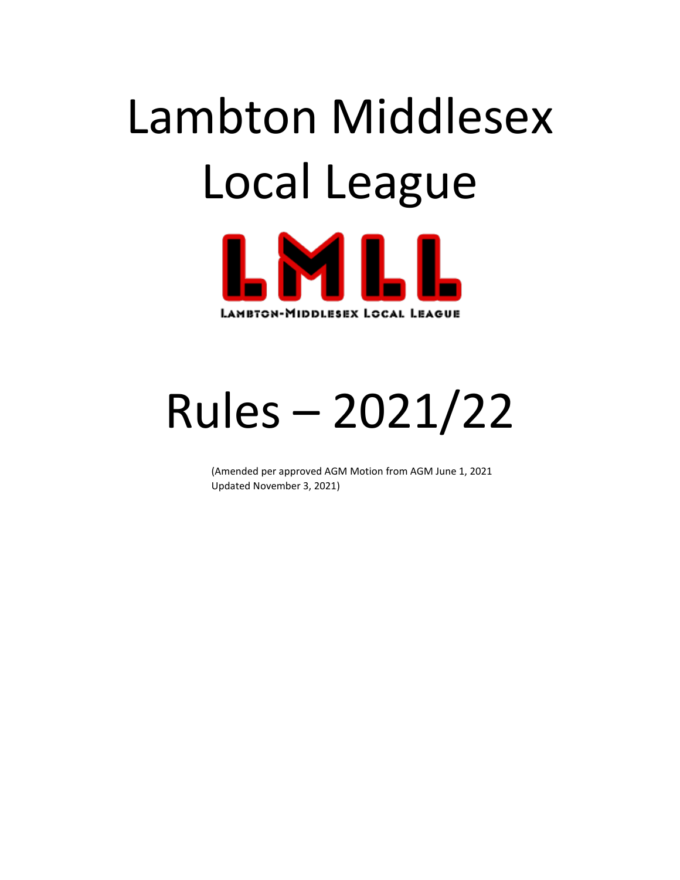# Lambton Middlesex Local League

LMLL

LAMBTON-MIDDLESEX LOCAL LEAGUE

# Rules – 2021/22

(Amended per approved AGM Motion from AGM June 1, 2021
Updated November 3, 2021)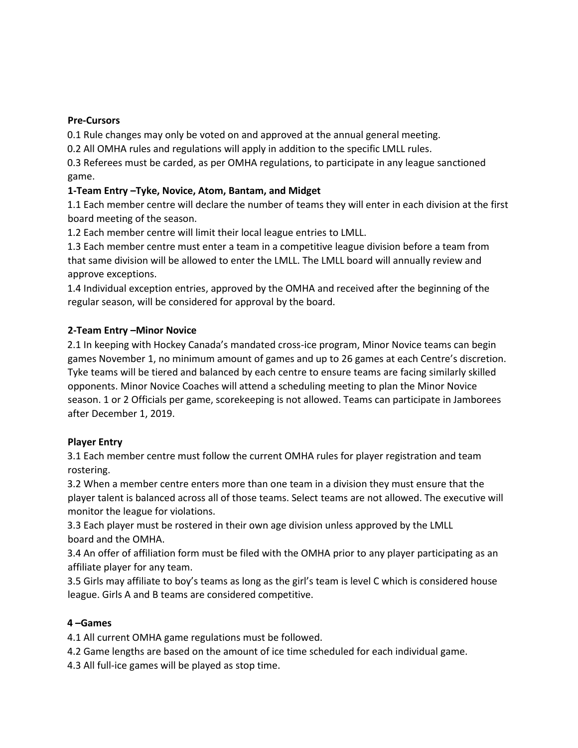**Pre-Cursors**

0.1 Rule changes may only be voted on and approved at the annual general meeting.
0.2 All OMHA rules and regulations will apply in addition to the specific LMLL rules.
0.3 Referees must be carded, as per OMHA regulations, to participate in any league sanctioned game.

**1-Team Entry –Tyke, Novice, Atom, Bantam, and Midget**

1.1 Each member centre will declare the number of teams they will enter in each division at the first board meeting of the season.
1.2 Each member centre will limit their local league entries to LMLL.
1.3 Each member centre must enter a team in a competitive league division before a team from that same division will be allowed to enter the LMLL. The LMLL board will annually review and approve exceptions.
1.4 Individual exception entries, approved by the OMHA and received after the beginning of the regular season, will be considered for approval by the board.

**2-Team Entry –Minor Novice**

2.1 In keeping with Hockey Canada's mandated cross-ice program, Minor Novice teams can begin games November 1, no minimum amount of games and up to 26 games at each Centre's discretion. Tyke teams will be tiered and balanced by each centre to ensure teams are facing similarly skilled opponents. Minor Novice Coaches will attend a scheduling meeting to plan the Minor Novice season. 1 or 2 Officials per game, scorekeeping is not allowed. Teams can participate in Jamborees after December 1, 2019.

**Player Entry**

3.1 Each member centre must follow the current OMHA rules for player registration and team rostering.
3.2 When a member centre enters more than one team in a division they must ensure that the player talent is balanced across all of those teams. Select teams are not allowed. The executive will monitor the league for violations.
3.3 Each player must be rostered in their own age division unless approved by the LMLL board and the OMHA.
3.4 An offer of affiliation form must be filed with the OMHA prior to any player participating as an affiliate player for any team.
3.5 Girls may affiliate to boy's teams as long as the girl's team is level C which is considered house league. Girls A and B teams are considered competitive.

**4 –Games**

4.1 All current OMHA game regulations must be followed.
4.2 Game lengths are based on the amount of ice time scheduled for each individual game.
4.3 All full-ice games will be played as stop time.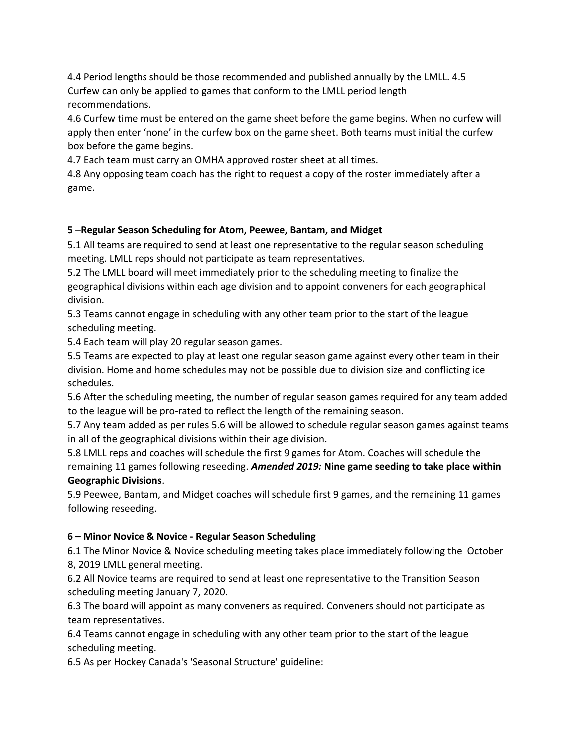4.4 Period lengths should be those recommended and published annually by the LMLL. 4.5 Curfew can only be applied to games that conform to the LMLL period length recommendations.

4.6 Curfew time must be entered on the game sheet before the game begins. When no curfew will apply then enter 'none' in the curfew box on the game sheet. Both teams must initial the curfew box before the game begins.

4.7 Each team must carry an OMHA approved roster sheet at all times.

4.8 Any opposing team coach has the right to request a copy of the roster immediately after a game.

## 5 –Regular Season Scheduling for Atom, Peewee, Bantam, and Midget

5.1 All teams are required to send at least one representative to the regular season scheduling meeting. LMLL reps should not participate as team representatives.

5.2 The LMLL board will meet immediately prior to the scheduling meeting to finalize the geographical divisions within each age division and to appoint conveners for each geographical division.

5.3 Teams cannot engage in scheduling with any other team prior to the start of the league scheduling meeting.

5.4 Each team will play 20 regular season games.

5.5 Teams are expected to play at least one regular season game against every other team in their division. Home and home schedules may not be possible due to division size and conflicting ice schedules.

5.6 After the scheduling meeting, the number of regular season games required for any team added to the league will be pro-rated to reflect the length of the remaining season.

5.7 Any team added as per rules 5.6 will be allowed to schedule regular season games against teams in all of the geographical divisions within their age division.

5.8 LMLL reps and coaches will schedule the first 9 games for Atom. Coaches will schedule the remaining 11 games following reseeding. ***Amended 2019:*** **Nine game seeding to take place within Geographic Divisions**.

5.9 Peewee, Bantam, and Midget coaches will schedule first 9 games, and the remaining 11 games following reseeding.

## 6 – Minor Novice & Novice - Regular Season Scheduling

6.1 The Minor Novice & Novice scheduling meeting takes place immediately following the October 8, 2019 LMLL general meeting.

6.2 All Novice teams are required to send at least one representative to the Transition Season scheduling meeting January 7, 2020.

6.3 The board will appoint as many conveners as required. Conveners should not participate as team representatives.

6.4 Teams cannot engage in scheduling with any other team prior to the start of the league scheduling meeting.

6.5 As per Hockey Canada's 'Seasonal Structure' guideline: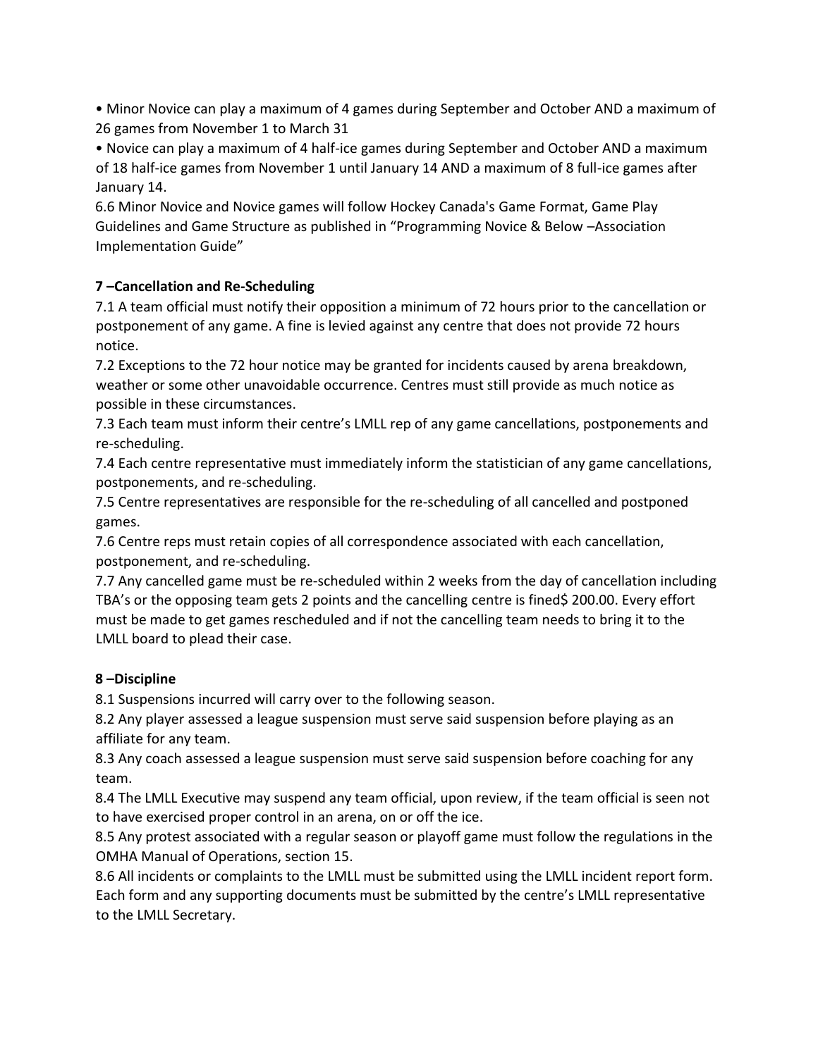• Minor Novice can play a maximum of 4 games during September and October AND a maximum of 26 games from November 1 to March 31

• Novice can play a maximum of 4 half-ice games during September and October AND a maximum of 18 half-ice games from November 1 until January 14 AND a maximum of 8 full-ice games after January 14.

6.6 Minor Novice and Novice games will follow Hockey Canada's Game Format, Game Play Guidelines and Game Structure as published in "Programming Novice & Below –Association Implementation Guide"

**7 –Cancellation and Re-Scheduling**

7.1 A team official must notify their opposition a minimum of 72 hours prior to the cancellation or postponement of any game. A fine is levied against any centre that does not provide 72 hours notice.

7.2 Exceptions to the 72 hour notice may be granted for incidents caused by arena breakdown, weather or some other unavoidable occurrence. Centres must still provide as much notice as possible in these circumstances.

7.3 Each team must inform their centre's LMLL rep of any game cancellations, postponements and re-scheduling.

7.4 Each centre representative must immediately inform the statistician of any game cancellations, postponements, and re-scheduling.

7.5 Centre representatives are responsible for the re-scheduling of all cancelled and postponed games.

7.6 Centre reps must retain copies of all correspondence associated with each cancellation, postponement, and re-scheduling.

7.7 Any cancelled game must be re-scheduled within 2 weeks from the day of cancellation including TBA's or the opposing team gets 2 points and the cancelling centre is fined$ 200.00. Every effort must be made to get games rescheduled and if not the cancelling team needs to bring it to the LMLL board to plead their case.

**8 –Discipline**

8.1 Suspensions incurred will carry over to the following season.

8.2 Any player assessed a league suspension must serve said suspension before playing as an affiliate for any team.

8.3 Any coach assessed a league suspension must serve said suspension before coaching for any team.

8.4 The LMLL Executive may suspend any team official, upon review, if the team official is seen not to have exercised proper control in an arena, on or off the ice.

8.5 Any protest associated with a regular season or playoff game must follow the regulations in the OMHA Manual of Operations, section 15.

8.6 All incidents or complaints to the LMLL must be submitted using the LMLL incident report form. Each form and any supporting documents must be submitted by the centre's LMLL representative to the LMLL Secretary.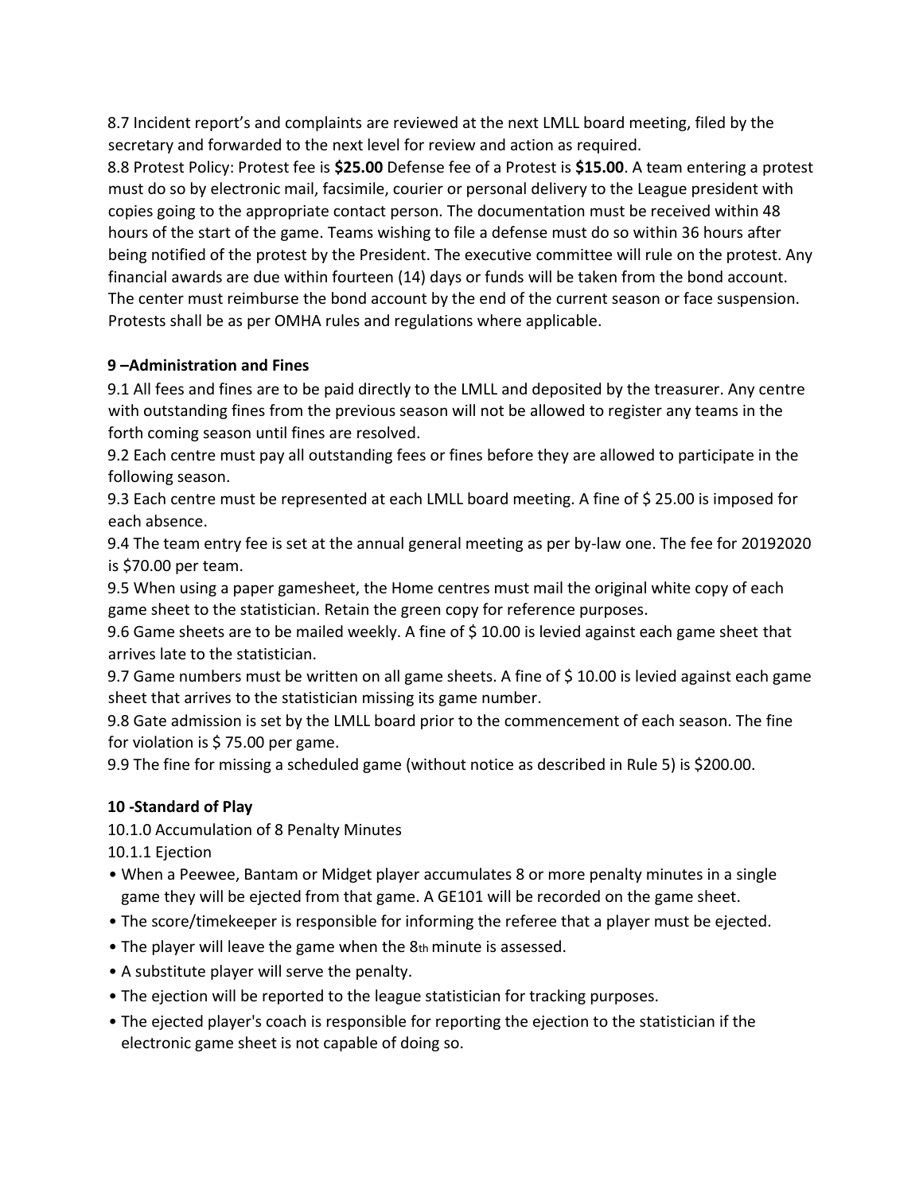8.7 Incident report's and complaints are reviewed at the next LMLL board meeting, filed by the secretary and forwarded to the next level for review and action as required.

8.8 Protest Policy: Protest fee is **$25.00** Defense fee of a Protest is **$15.00**. A team entering a protest must do so by electronic mail, facsimile, courier or personal delivery to the League president with copies going to the appropriate contact person. The documentation must be received within 48 hours of the start of the game. Teams wishing to file a defense must do so within 36 hours after being notified of the protest by the President. The executive committee will rule on the protest. Any financial awards are due within fourteen (14) days or funds will be taken from the bond account. The center must reimburse the bond account by the end of the current season or face suspension. Protests shall be as per OMHA rules and regulations where applicable.

## 9 –Administration and Fines

9.1 All fees and fines are to be paid directly to the LMLL and deposited by the treasurer. Any centre with outstanding fines from the previous season will not be allowed to register any teams in the forth coming season until fines are resolved.

9.2 Each centre must pay all outstanding fees or fines before they are allowed to participate in the following season.

9.3 Each centre must be represented at each LMLL board meeting. A fine of $ 25.00 is imposed for each absence.

9.4 The team entry fee is set at the annual general meeting as per by-law one. The fee for 20192020 is $70.00 per team.

9.5 When using a paper gamesheet, the Home centres must mail the original white copy of each game sheet to the statistician. Retain the green copy for reference purposes.

9.6 Game sheets are to be mailed weekly. A fine of $ 10.00 is levied against each game sheet that arrives late to the statistician.

9.7 Game numbers must be written on all game sheets. A fine of $ 10.00 is levied against each game sheet that arrives to the statistician missing its game number.

9.8 Gate admission is set by the LMLL board prior to the commencement of each season. The fine for violation is $ 75.00 per game.

9.9 The fine for missing a scheduled game (without notice as described in Rule 5) is $200.00.

## 10 -Standard of Play

10.1.0 Accumulation of 8 Penalty Minutes

10.1.1 Ejection

- When a Peewee, Bantam or Midget player accumulates 8 or more penalty minutes in a single game they will be ejected from that game. A GE101 will be recorded on the game sheet.
- The score/timekeeper is responsible for informing the referee that a player must be ejected.
- The player will leave the game when the 8th minute is assessed.
- A substitute player will serve the penalty.
- The ejection will be reported to the league statistician for tracking purposes.
- The ejected player's coach is responsible for reporting the ejection to the statistician if the electronic game sheet is not capable of doing so.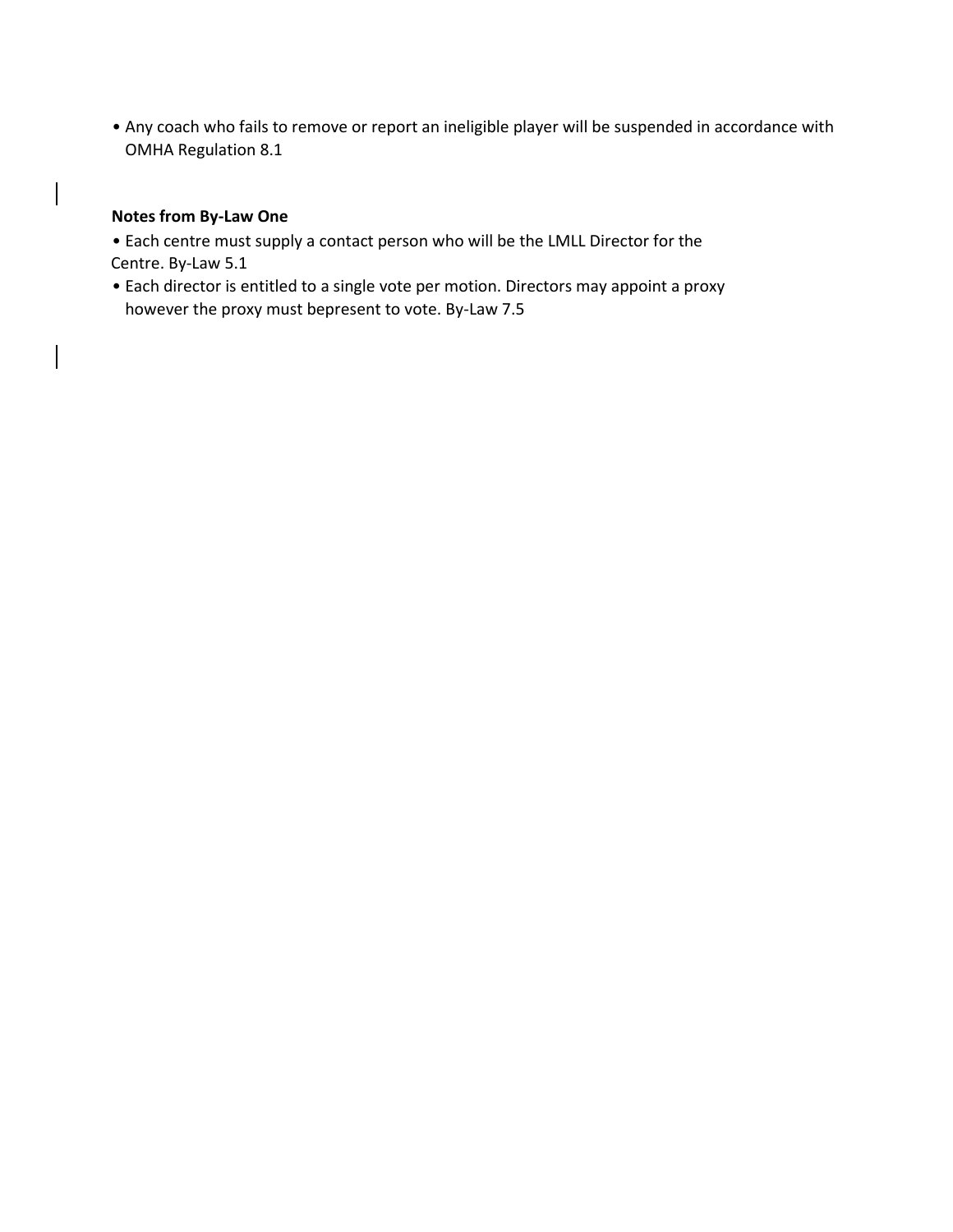- Any coach who fails to remove or report an ineligible player will be suspended in accordance with OMHA Regulation 8.1

**Notes from By-Law One**

- Each centre must supply a contact person who will be the LMLL Director for the Centre. By-Law 5.1
- Each director is entitled to a single vote per motion. Directors may appoint a proxy however the proxy must bepresent to vote. By-Law 7.5